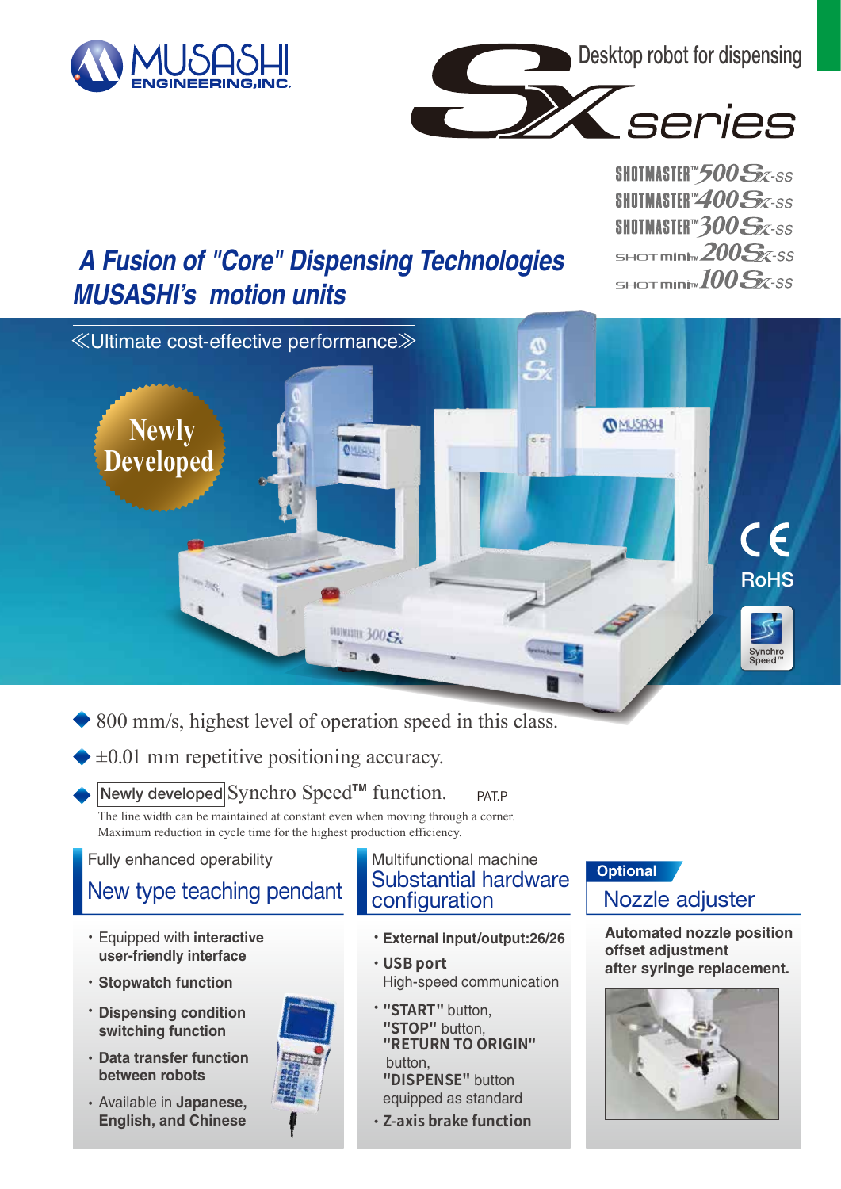MUSASHI ENGINEERING,INC.

# Desktop robot for dispensing
# SX series

SHOTMASTER™500SX-SS
SHOTMASTER™400SX-SS
SHOTMASTER™300SX-SS
SHOTmini™200SX-SS
SHOTmini™100SX-SS

## *A Fusion of "Core" Dispensing Technologies MUSASHI's motion units*

≪Ultimate cost-effective performance≫

Newly Developed

CE RoHS

Synchro Speed™

- 800 mm/s, highest level of operation speed in this class.
- ±0.01 mm repetitive positioning accuracy.
- Newly developed Synchro Speed™ function. PAT.P
  The line width can be maintained at constant even when moving through a corner.
  Maximum reduction in cycle time for the highest production efficiency.

### Fully enhanced operability
### New type teaching pendant

- Equipped with **interactive user-friendly interface**
- **Stopwatch function**
- **Dispensing condition switching function**
- **Data transfer function between robots**
- Available in **Japanese, English, and Chinese**

### Multifunctional machine
### Substantial hardware configuration

- **External input/output:26/26**
- **USB port**
  High-speed communication
- **"START"** button, **"STOP"** button, **"RETURN TO ORIGIN"** button, **"DISPENSE"** button equipped as standard
- **Z-axis brake function**

### Optional
### Nozzle adjuster

**Automated nozzle position offset adjustment after syringe replacement.**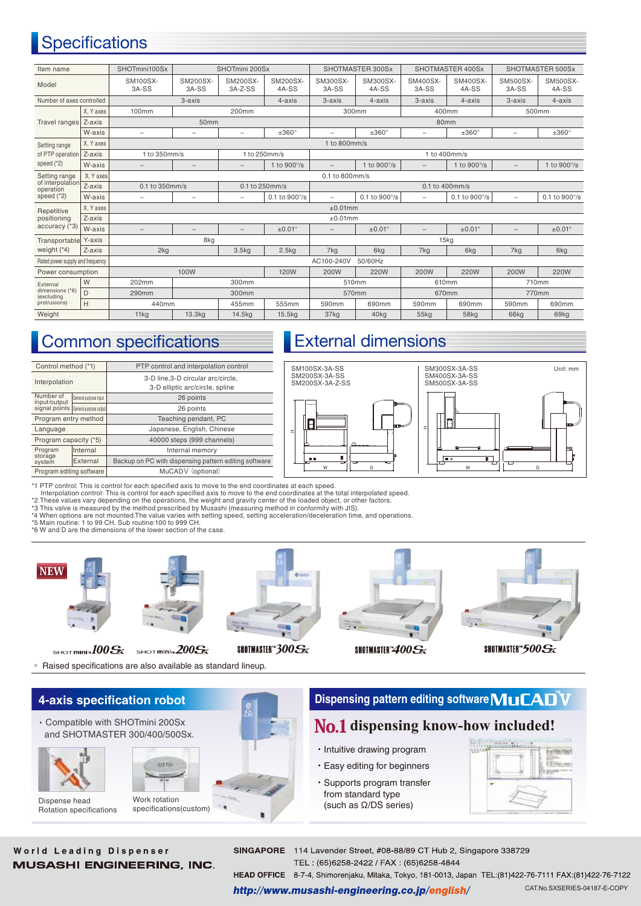## Specifications

| Item name | | SHOTmini100Sx | SHOTmini 200Sx | | | SHOTMASTER 300Sx | | SHOTMASTER 400Sx | | SHOTMASTER 500Sx | |
|---|---|---|---|---|---|---|---|---|---|---|---|
| Model | | SM100SX-3A-SS | SM200SX-3A-SS | SM200SX-3A-Z-SS | SM200SX-4A-SS | SM300SX-3A-SS | SM300SX-4A-SS | SM400SX-3A-SS | SM400SX-4A-SS | SM500SX-3A-SS | SM500SX-4A-SS |
| Number of axes controlled | | 3-axis | 3-axis | | 4-axis | 3-axis | 4-axis | 3-axis | 4-axis | 3-axis | 4-axis |
| Travel ranges | X, Y axes | 100mm | 200mm | | | 300mm | | 400mm | | 500mm | |
| | Z-axis | 50mm | | | | 80mm | | | | | |
| | W-axis | – | – | – | ±360° | – | ±360° | – | ±360° | – | ±360° |
| Setting range of PTP operation speed (*2) | X, Y axes | 1 to 800mm/s | | | | | | | | | |
| | Z-axis | 1 to 350mm/s | 1 to 250mm/s | | | 1 to 400mm/s | | | | | |
| | W-axis | – | – | – | 1 to 900°/s | – | 1 to 900°/s | – | 1 to 900°/s | – | 1 to 900°/s |
| Setting range of interpolation operation speed (*2) | X, Y axes | 0.1 to 800mm/s | | | | | | | | | |
| | Z-axis | 0.1 to 350mm/s | 0.1 to 250mm/s | | | 0.1 to 400mm/s | | | | | |
| | W-axis | – | – | – | 0.1 to 900°/s | – | 0.1 to 900°/s | – | 0.1 to 900°/s | – | 0.1 to 900°/s |
| Repetitive positioning accuracy (*3) | X, Y axes | ±0.01mm | | | | | | | | | |
| | Z-axis | ±0.01mm | | | | | | | | | |
| | W-axis | – | – | – | ±0.01° | – | ±0.01° | – | ±0.01° | – | ±0.01° |
| Transportable weight (*4) | Y-axis | 8kg | | | | 15kg | | | | | |
| | Z-axis | 2kg | | 3.5kg | 2.5kg | 7kg | 6kg | 7kg | 6kg | 7kg | 6kg |
| Rated power supply and frequency | | AC100-240V 50/60Hz | | | | | | | | | |
| Power consumption | | 100W | | | 120W | 200W | 220W | 200W | 220W | 200W | 220W |
| External dimensions (*6) (excluding protrusions) | W | 202mm | 300mm | | | 510mm | | 610mm | | 710mm | |
| | D | 290mm | 300mm | | | 570mm | | 670mm | | 770mm | |
| | H | 440mm | | 455mm | 555mm | 590mm | 690mm | 590mm | 690mm | 590mm | 690mm |
| Weight | | 11kg | 13.3kg | 14.5kg | 15.5kg | 37kg | 40kg | 55kg | 58kg | 66kg | 69kg |

## Common specifications

| | | |
|---|---|---|
| Control method (*1) | | PTP control and interpolation control |
| Interpolation | | 3-D line,3-D circular arc/circle, 3-D elliptic arc/circle, spline |
| Number of input/output signal points | General-purpose input | 26 points |
| | General-purpose output | 26 points |
| Program entry method | | Teaching pendant, PC |
| Language | | Japanese, English, Chinese |
| Program capacity (*5) | | 40000 steps (999 channels) |
| Program storage system | Internal | Internal memory |
| | External | Backup on PC with dispensing pattern editing software |
| Program editing software | | MuCADV (optional) |

## External dimensions

SM100SX-3A-SS
SM200SX-3A-SS
SM200SX-3A-Z-SS

SM300SX-3A-SS
SM400SX-3A-SS
SM500SX-3A-SS

Unit: mm

H W D

*1 PTP control: This is control for each specified axis to move to the end coordinates at each speed.
Interpolation control: This is control for each specified axis to move to the end coordinates at the total interpolated speed.
*2 These values vary depending on the operations, the weight and gravity center of the loaded object, or other factors.
*3 This valve is measured by the method prescribed by Musashi (measuring method in conformity with JIS).
*4 When options are not mounted.The value varies with setting speed, setting acceleration/deceleration time, and operations.
*5 Main routine: 1 to 99 CH, Sub routine:100 to 999 CH.
*6 W and D are the dimensions of the lower section of the case.

NEW

SHOTmini 100Sx SHOTmini 200Sx SHOTMASTER 300Sx SHOTMASTER 400Sx SHOTMASTER 500Sx

◦ Raised specifications are also available as standard lineup.

### 4-axis specification robot

- Compatible with SHOTmini 200Sx and SHOTMASTER 300/400/500Sx.

Dispense head Rotation specifications

Work rotation specifications(custom)

### Dispensing pattern editing software MuCADV

**No.1 dispensing know-how included!**

- Intuitive drawing program
- Easy editing for beginners
- Supports program transfer from standard type (such as Ω/DS series)

**World Leading Dispenser**
**MUSASHI ENGINEERING, INC.**

SINGAPORE 114 Lavender Street, #08-88/89 CT Hub 2, Singapore 338729
TEL : (65)6258-2422 / FAX : (65)6258-4844
HEAD OFFICE 8-7-4, Shimorenjaku, Mitaka, Tokyo, 181-0013, Japan TEL:(81)422-76-7111 FAX:(81)422-76-7122
http://www.musashi-engineering.co.jp/english/

CAT.No.SXSERIES-04187-E-COPY